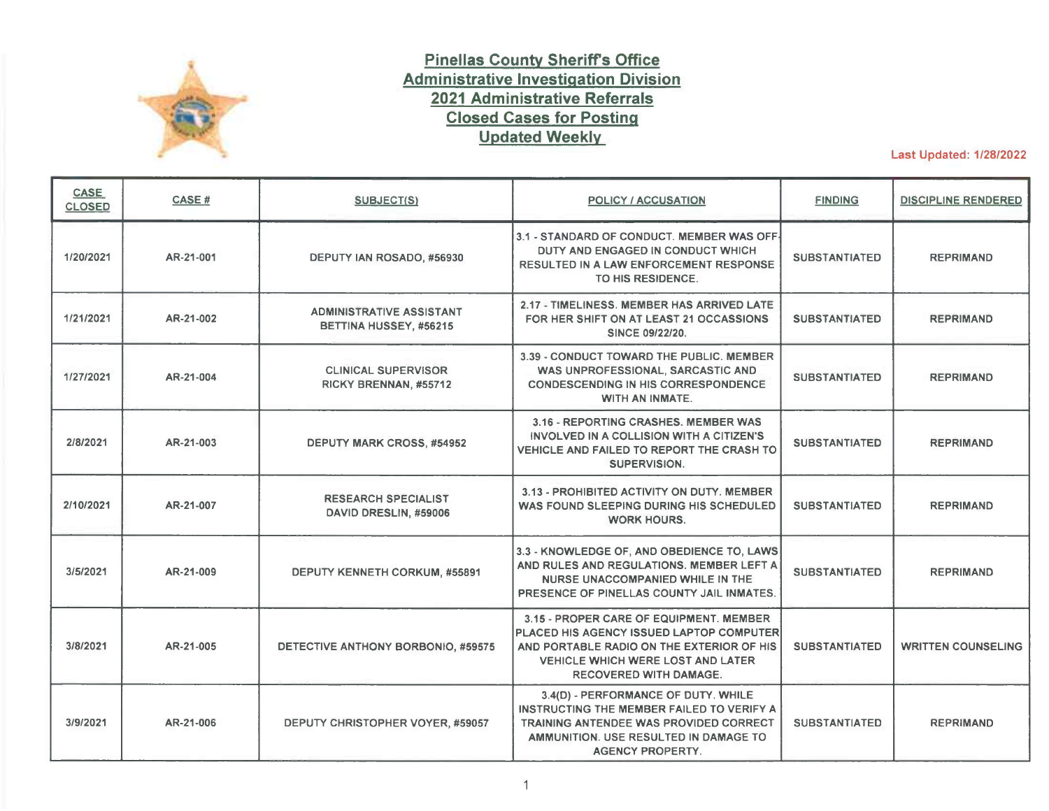# Pinellas County Sheriff's Office
## Administrative Investigation Division
## 2021 Administrative Referrals
## Closed Cases for Posting
## Updated Weekly

Last Updated: 1/28/2022

| CASE CLOSED | CASE # | SUBJECT(S) | POLICY / ACCUSATION | FINDING | DISCIPLINE RENDERED |
|---|---|---|---|---|---|
| 1/20/2021 | AR-21-001 | DEPUTY IAN ROSADO, #56930 | 3.1 - STANDARD OF CONDUCT. MEMBER WAS OFF-DUTY AND ENGAGED IN CONDUCT WHICH RESULTED IN A LAW ENFORCEMENT RESPONSE TO HIS RESIDENCE. | SUBSTANTIATED | REPRIMAND |
| 1/21/2021 | AR-21-002 | ADMINISTRATIVE ASSISTANT BETTINA HUSSEY, #56215 | 2.17 - TIMELINESS. MEMBER HAS ARRIVED LATE FOR HER SHIFT ON AT LEAST 21 OCCASSIONS SINCE 09/22/20. | SUBSTANTIATED | REPRIMAND |
| 1/27/2021 | AR-21-004 | CLINICAL SUPERVISOR RICKY BRENNAN, #55712 | 3.39 - CONDUCT TOWARD THE PUBLIC. MEMBER WAS UNPROFESSIONAL, SARCASTIC AND CONDESCENDING IN HIS CORRESPONDENCE WITH AN INMATE. | SUBSTANTIATED | REPRIMAND |
| 2/8/2021 | AR-21-003 | DEPUTY MARK CROSS, #54952 | 3.16 - REPORTING CRASHES. MEMBER WAS INVOLVED IN A COLLISION WITH A CITIZEN'S VEHICLE AND FAILED TO REPORT THE CRASH TO SUPERVISION. | SUBSTANTIATED | REPRIMAND |
| 2/10/2021 | AR-21-007 | RESEARCH SPECIALIST DAVID DRESLIN, #59006 | 3.13 - PROHIBITED ACTIVITY ON DUTY. MEMBER WAS FOUND SLEEPING DURING HIS SCHEDULED WORK HOURS. | SUBSTANTIATED | REPRIMAND |
| 3/5/2021 | AR-21-009 | DEPUTY KENNETH CORKUM, #55891 | 3.3 - KNOWLEDGE OF, AND OBEDIENCE TO, LAWS AND RULES AND REGULATIONS. MEMBER LEFT A NURSE UNACCOMPANIED WHILE IN THE PRESENCE OF PINELLAS COUNTY JAIL INMATES. | SUBSTANTIATED | REPRIMAND |
| 3/8/2021 | AR-21-005 | DETECTIVE ANTHONY BORBONIO, #59575 | 3.15 - PROPER CARE OF EQUIPMENT. MEMBER PLACED HIS AGENCY ISSUED LAPTOP COMPUTER AND PORTABLE RADIO ON THE EXTERIOR OF HIS VEHICLE WHICH WERE LOST AND LATER RECOVERED WITH DAMAGE. | SUBSTANTIATED | WRITTEN COUNSELING |
| 3/9/2021 | AR-21-006 | DEPUTY CHRISTOPHER VOYER, #59057 | 3.4(D) - PERFORMANCE OF DUTY. WHILE INSTRUCTING THE MEMBER FAILED TO VERIFY A TRAINING ANTENDEE WAS PROVIDED CORRECT AMMUNITION. USE RESULTED IN DAMAGE TO AGENCY PROPERTY. | SUBSTANTIATED | REPRIMAND |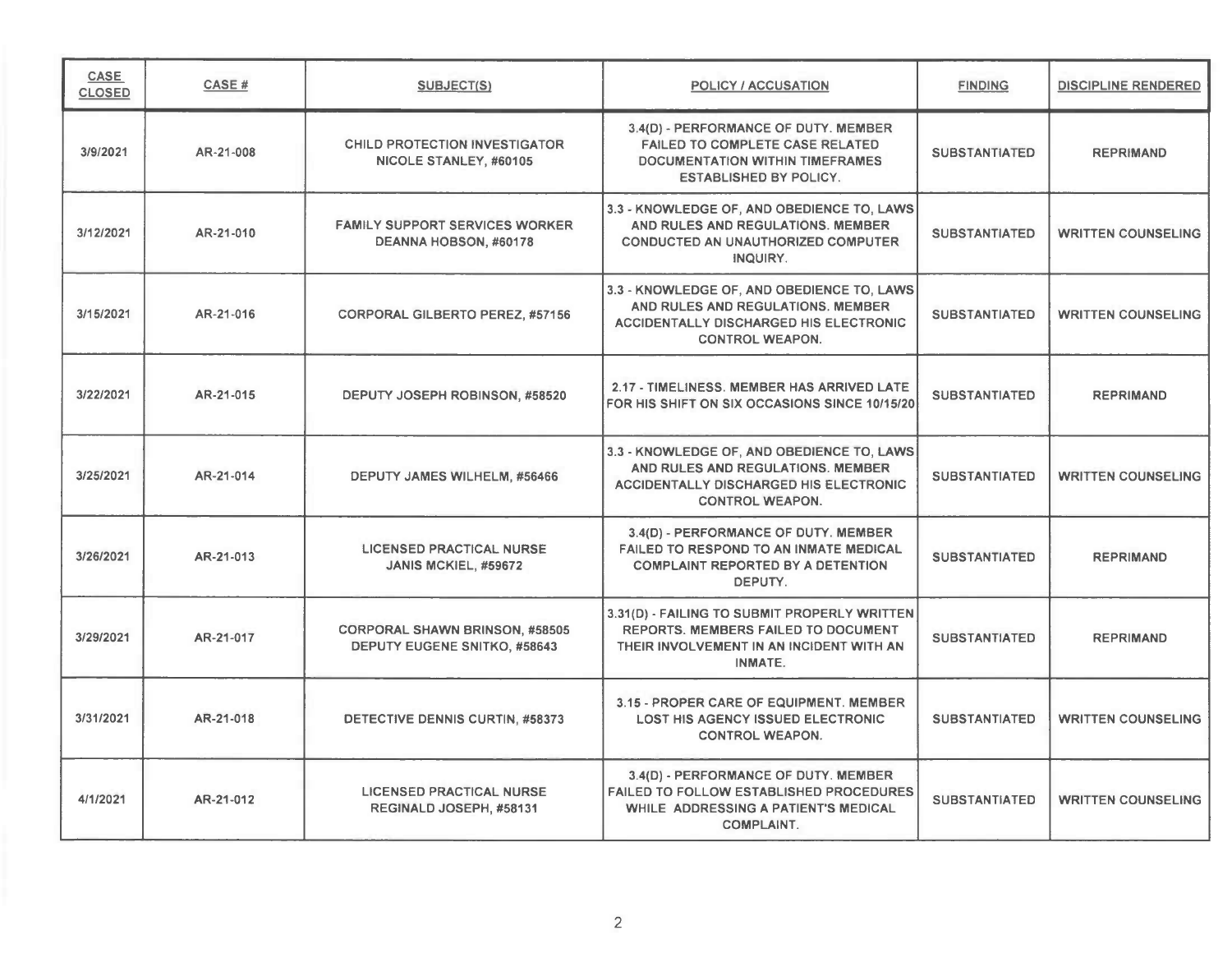| CASE CLOSED | CASE # | SUBJECT(S) | POLICY / ACCUSATION | FINDING | DISCIPLINE RENDERED |
|---|---|---|---|---|---|
| 3/9/2021 | AR-21-008 | CHILD PROTECTION INVESTIGATOR NICOLE STANLEY, #60105 | 3.4(D) - PERFORMANCE OF DUTY. MEMBER FAILED TO COMPLETE CASE RELATED DOCUMENTATION WITHIN TIMEFRAMES ESTABLISHED BY POLICY. | SUBSTANTIATED | REPRIMAND |
| 3/12/2021 | AR-21-010 | FAMILY SUPPORT SERVICES WORKER DEANNA HOBSON, #60178 | 3.3 - KNOWLEDGE OF, AND OBEDIENCE TO, LAWS AND RULES AND REGULATIONS. MEMBER CONDUCTED AN UNAUTHORIZED COMPUTER INQUIRY. | SUBSTANTIATED | WRITTEN COUNSELING |
| 3/15/2021 | AR-21-016 | CORPORAL GILBERTO PEREZ, #57156 | 3.3 - KNOWLEDGE OF, AND OBEDIENCE TO, LAWS AND RULES AND REGULATIONS. MEMBER ACCIDENTALLY DISCHARGED HIS ELECTRONIC CONTROL WEAPON. | SUBSTANTIATED | WRITTEN COUNSELING |
| 3/22/2021 | AR-21-015 | DEPUTY JOSEPH ROBINSON, #58520 | 2.17 - TIMELINESS. MEMBER HAS ARRIVED LATE FOR HIS SHIFT ON SIX OCCASIONS SINCE 10/15/20 | SUBSTANTIATED | REPRIMAND |
| 3/25/2021 | AR-21-014 | DEPUTY JAMES WILHELM, #56466 | 3.3 - KNOWLEDGE OF, AND OBEDIENCE TO, LAWS AND RULES AND REGULATIONS. MEMBER ACCIDENTALLY DISCHARGED HIS ELECTRONIC CONTROL WEAPON. | SUBSTANTIATED | WRITTEN COUNSELING |
| 3/26/2021 | AR-21-013 | LICENSED PRACTICAL NURSE JANIS MCKIEL, #59672 | 3.4(D) - PERFORMANCE OF DUTY. MEMBER FAILED TO RESPOND TO AN INMATE MEDICAL COMPLAINT REPORTED BY A DETENTION DEPUTY. | SUBSTANTIATED | REPRIMAND |
| 3/29/2021 | AR-21-017 | CORPORAL SHAWN BRINSON, #58505<br>DEPUTY EUGENE SNITKO, #58643 | 3.31(D) - FAILING TO SUBMIT PROPERLY WRITTEN REPORTS. MEMBERS FAILED TO DOCUMENT THEIR INVOLVEMENT IN AN INCIDENT WITH AN INMATE. | SUBSTANTIATED | REPRIMAND |
| 3/31/2021 | AR-21-018 | DETECTIVE DENNIS CURTIN, #58373 | 3.15 - PROPER CARE OF EQUIPMENT. MEMBER LOST HIS AGENCY ISSUED ELECTRONIC CONTROL WEAPON. | SUBSTANTIATED | WRITTEN COUNSELING |
| 4/1/2021 | AR-21-012 | LICENSED PRACTICAL NURSE REGINALD JOSEPH, #58131 | 3.4(D) - PERFORMANCE OF DUTY. MEMBER FAILED TO FOLLOW ESTABLISHED PROCEDURES WHILE ADDRESSING A PATIENT'S MEDICAL COMPLAINT. | SUBSTANTIATED | WRITTEN COUNSELING |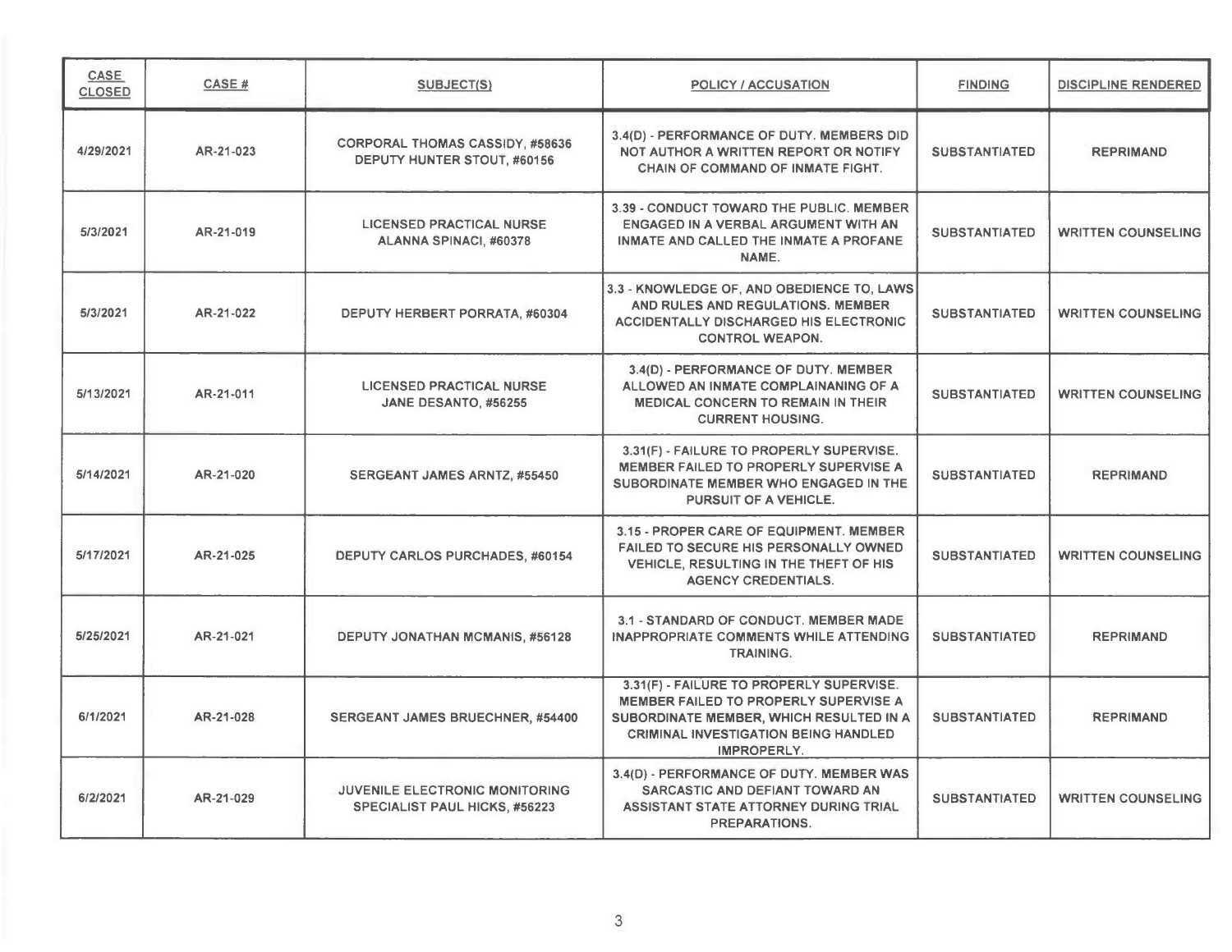| CASE CLOSED | CASE # | SUBJECT(S) | POLICY / ACCUSATION | FINDING | DISCIPLINE RENDERED |
|---|---|---|---|---|---|
| 4/29/2021 | AR-21-023 | CORPORAL THOMAS CASSIDY, #58636 DEPUTY HUNTER STOUT, #60156 | 3.4(D) - PERFORMANCE OF DUTY. MEMBERS DID NOT AUTHOR A WRITTEN REPORT OR NOTIFY CHAIN OF COMMAND OF INMATE FIGHT. | SUBSTANTIATED | REPRIMAND |
| 5/3/2021 | AR-21-019 | LICENSED PRACTICAL NURSE ALANNA SPINACI, #60378 | 3.39 - CONDUCT TOWARD THE PUBLIC. MEMBER ENGAGED IN A VERBAL ARGUMENT WITH AN INMATE AND CALLED THE INMATE A PROFANE NAME. | SUBSTANTIATED | WRITTEN COUNSELING |
| 5/3/2021 | AR-21-022 | DEPUTY HERBERT PORRATA, #60304 | 3.3 - KNOWLEDGE OF, AND OBEDIENCE TO, LAWS AND RULES AND REGULATIONS. MEMBER ACCIDENTALLY DISCHARGED HIS ELECTRONIC CONTROL WEAPON. | SUBSTANTIATED | WRITTEN COUNSELING |
| 5/13/2021 | AR-21-011 | LICENSED PRACTICAL NURSE JANE DESANTO, #56255 | 3.4(D) - PERFORMANCE OF DUTY. MEMBER ALLOWED AN INMATE COMPLAINANING OF A MEDICAL CONCERN TO REMAIN IN THEIR CURRENT HOUSING. | SUBSTANTIATED | WRITTEN COUNSELING |
| 5/14/2021 | AR-21-020 | SERGEANT JAMES ARNTZ, #55450 | 3.31(F) - FAILURE TO PROPERLY SUPERVISE. MEMBER FAILED TO PROPERLY SUPERVISE A SUBORDINATE MEMBER WHO ENGAGED IN THE PURSUIT OF A VEHICLE. | SUBSTANTIATED | REPRIMAND |
| 5/17/2021 | AR-21-025 | DEPUTY CARLOS PURCHADES, #60154 | 3.15 - PROPER CARE OF EQUIPMENT. MEMBER FAILED TO SECURE HIS PERSONALLY OWNED VEHICLE, RESULTING IN THE THEFT OF HIS AGENCY CREDENTIALS. | SUBSTANTIATED | WRITTEN COUNSELING |
| 5/25/2021 | AR-21-021 | DEPUTY JONATHAN MCMANIS, #56128 | 3.1 - STANDARD OF CONDUCT. MEMBER MADE INAPPROPRIATE COMMENTS WHILE ATTENDING TRAINING. | SUBSTANTIATED | REPRIMAND |
| 6/1/2021 | AR-21-028 | SERGEANT JAMES BRUECHNER, #54400 | 3.31(F) - FAILURE TO PROPERLY SUPERVISE. MEMBER FAILED TO PROPERLY SUPERVISE A SUBORDINATE MEMBER, WHICH RESULTED IN A CRIMINAL INVESTIGATION BEING HANDLED IMPROPERLY. | SUBSTANTIATED | REPRIMAND |
| 6/2/2021 | AR-21-029 | JUVENILE ELECTRONIC MONITORING SPECIALIST PAUL HICKS, #56223 | 3.4(D) - PERFORMANCE OF DUTY. MEMBER WAS SARCASTIC AND DEFIANT TOWARD AN ASSISTANT STATE ATTORNEY DURING TRIAL PREPARATIONS. | SUBSTANTIATED | WRITTEN COUNSELING |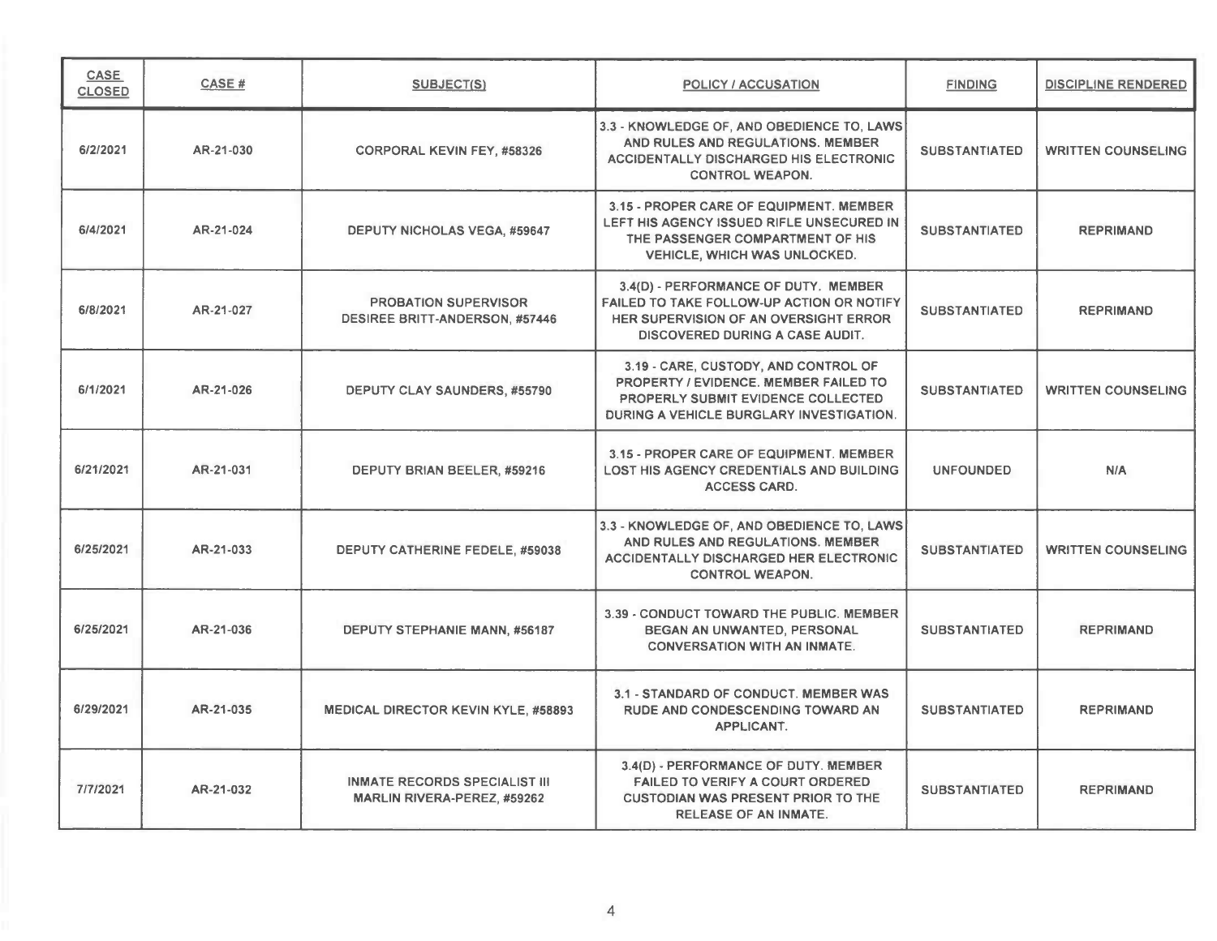| CASE CLOSED | CASE # | SUBJECT(S) | POLICY / ACCUSATION | FINDING | DISCIPLINE RENDERED |
|---|---|---|---|---|---|
| 6/2/2021 | AR-21-030 | CORPORAL KEVIN FEY, #58326 | 3.3 - KNOWLEDGE OF, AND OBEDIENCE TO, LAWS AND RULES AND REGULATIONS. MEMBER ACCIDENTALLY DISCHARGED HIS ELECTRONIC CONTROL WEAPON. | SUBSTANTIATED | WRITTEN COUNSELING |
| 6/4/2021 | AR-21-024 | DEPUTY NICHOLAS VEGA, #59647 | 3.15 - PROPER CARE OF EQUIPMENT. MEMBER LEFT HIS AGENCY ISSUED RIFLE UNSECURED IN THE PASSENGER COMPARTMENT OF HIS VEHICLE, WHICH WAS UNLOCKED. | SUBSTANTIATED | REPRIMAND |
| 6/8/2021 | AR-21-027 | PROBATION SUPERVISOR DESIREE BRITT-ANDERSON, #57446 | 3.4(D) - PERFORMANCE OF DUTY. MEMBER FAILED TO TAKE FOLLOW-UP ACTION OR NOTIFY HER SUPERVISION OF AN OVERSIGHT ERROR DISCOVERED DURING A CASE AUDIT. | SUBSTANTIATED | REPRIMAND |
| 6/1/2021 | AR-21-026 | DEPUTY CLAY SAUNDERS, #55790 | 3.19 - CARE, CUSTODY, AND CONTROL OF PROPERTY / EVIDENCE. MEMBER FAILED TO PROPERLY SUBMIT EVIDENCE COLLECTED DURING A VEHICLE BURGLARY INVESTIGATION. | SUBSTANTIATED | WRITTEN COUNSELING |
| 6/21/2021 | AR-21-031 | DEPUTY BRIAN BEELER, #59216 | 3.15 - PROPER CARE OF EQUIPMENT. MEMBER LOST HIS AGENCY CREDENTIALS AND BUILDING ACCESS CARD. | UNFOUNDED | N/A |
| 6/25/2021 | AR-21-033 | DEPUTY CATHERINE FEDELE, #59038 | 3.3 - KNOWLEDGE OF, AND OBEDIENCE TO, LAWS AND RULES AND REGULATIONS. MEMBER ACCIDENTALLY DISCHARGED HER ELECTRONIC CONTROL WEAPON. | SUBSTANTIATED | WRITTEN COUNSELING |
| 6/25/2021 | AR-21-036 | DEPUTY STEPHANIE MANN, #56187 | 3.39 - CONDUCT TOWARD THE PUBLIC. MEMBER BEGAN AN UNWANTED, PERSONAL CONVERSATION WITH AN INMATE. | SUBSTANTIATED | REPRIMAND |
| 6/29/2021 | AR-21-035 | MEDICAL DIRECTOR KEVIN KYLE, #58893 | 3.1 - STANDARD OF CONDUCT. MEMBER WAS RUDE AND CONDESCENDING TOWARD AN APPLICANT. | SUBSTANTIATED | REPRIMAND |
| 7/7/2021 | AR-21-032 | INMATE RECORDS SPECIALIST III MARLIN RIVERA-PEREZ, #59262 | 3.4(D) - PERFORMANCE OF DUTY. MEMBER FAILED TO VERIFY A COURT ORDERED CUSTODIAN WAS PRESENT PRIOR TO THE RELEASE OF AN INMATE. | SUBSTANTIATED | REPRIMAND |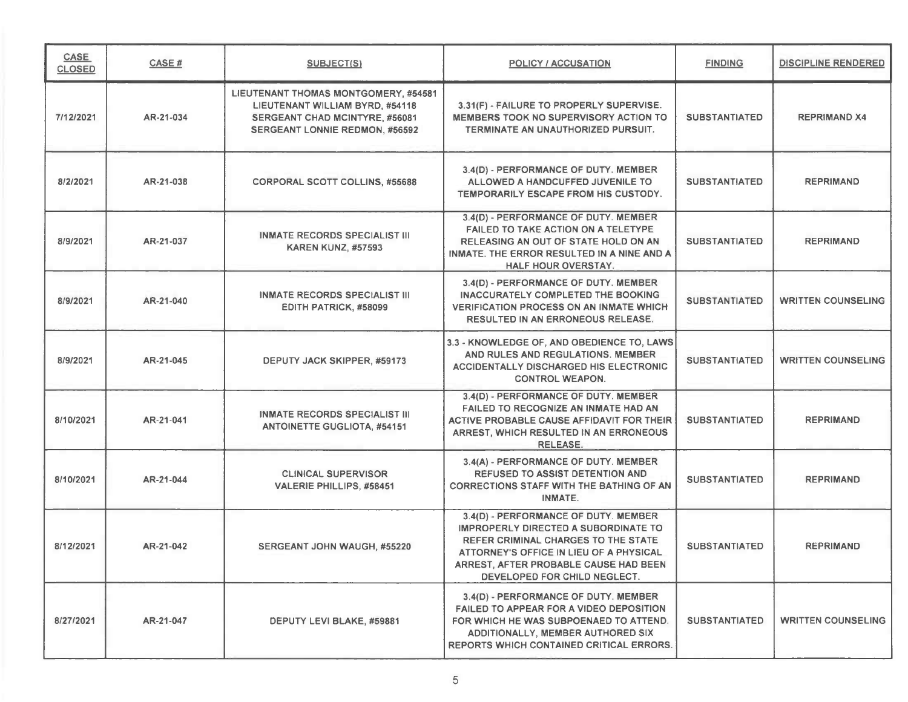| CASE CLOSED | CASE # | SUBJECT(S) | POLICY / ACCUSATION | FINDING | DISCIPLINE RENDERED |
|---|---|---|---|---|---|
| 7/12/2021 | AR-21-034 | LIEUTENANT THOMAS MONTGOMERY, #54581<br>LIEUTENANT WILLIAM BYRD, #54118<br>SERGEANT CHAD MCINTYRE, #56081<br>SERGEANT LONNIE REDMON, #56592 | 3.31(F) - FAILURE TO PROPERLY SUPERVISE. MEMBERS TOOK NO SUPERVISORY ACTION TO TERMINATE AN UNAUTHORIZED PURSUIT. | SUBSTANTIATED | REPRIMAND X4 |
| 8/2/2021 | AR-21-038 | CORPORAL SCOTT COLLINS, #55688 | 3.4(D) - PERFORMANCE OF DUTY. MEMBER ALLOWED A HANDCUFFED JUVENILE TO TEMPORARILY ESCAPE FROM HIS CUSTODY. | SUBSTANTIATED | REPRIMAND |
| 8/9/2021 | AR-21-037 | INMATE RECORDS SPECIALIST III<br>KAREN KUNZ, #57593 | 3.4(D) - PERFORMANCE OF DUTY. MEMBER FAILED TO TAKE ACTION ON A TELETYPE RELEASING AN OUT OF STATE HOLD ON AN INMATE. THE ERROR RESULTED IN A NINE AND A HALF HOUR OVERSTAY. | SUBSTANTIATED | REPRIMAND |
| 8/9/2021 | AR-21-040 | INMATE RECORDS SPECIALIST III<br>EDITH PATRICK, #58099 | 3.4(D) - PERFORMANCE OF DUTY. MEMBER INACCURATELY COMPLETED THE BOOKING VERIFICATION PROCESS ON AN INMATE WHICH RESULTED IN AN ERRONEOUS RELEASE. | SUBSTANTIATED | WRITTEN COUNSELING |
| 8/9/2021 | AR-21-045 | DEPUTY JACK SKIPPER, #59173 | 3.3 - KNOWLEDGE OF, AND OBEDIENCE TO, LAWS AND RULES AND REGULATIONS. MEMBER ACCIDENTALLY DISCHARGED HIS ELECTRONIC CONTROL WEAPON. | SUBSTANTIATED | WRITTEN COUNSELING |
| 8/10/2021 | AR-21-041 | INMATE RECORDS SPECIALIST III<br>ANTOINETTE GUGLIOTA, #54151 | 3.4(D) - PERFORMANCE OF DUTY. MEMBER FAILED TO RECOGNIZE AN INMATE HAD AN ACTIVE PROBABLE CAUSE AFFIDAVIT FOR THEIR ARREST, WHICH RESULTED IN AN ERRONEOUS RELEASE. | SUBSTANTIATED | REPRIMAND |
| 8/10/2021 | AR-21-044 | CLINICAL SUPERVISOR<br>VALERIE PHILLIPS, #58451 | 3.4(A) - PERFORMANCE OF DUTY. MEMBER REFUSED TO ASSIST DETENTION AND CORRECTIONS STAFF WITH THE BATHING OF AN INMATE. | SUBSTANTIATED | REPRIMAND |
| 8/12/2021 | AR-21-042 | SERGEANT JOHN WAUGH, #55220 | 3.4(D) - PERFORMANCE OF DUTY. MEMBER IMPROPERLY DIRECTED A SUBORDINATE TO REFER CRIMINAL CHARGES TO THE STATE ATTORNEY'S OFFICE IN LIEU OF A PHYSICAL ARREST, AFTER PROBABLE CAUSE HAD BEEN DEVELOPED FOR CHILD NEGLECT. | SUBSTANTIATED | REPRIMAND |
| 8/27/2021 | AR-21-047 | DEPUTY LEVI BLAKE, #59881 | 3.4(D) - PERFORMANCE OF DUTY. MEMBER FAILED TO APPEAR FOR A VIDEO DEPOSITION FOR WHICH HE WAS SUBPOENAED TO ATTEND. ADDITIONALLY, MEMBER AUTHORED SIX REPORTS WHICH CONTAINED CRITICAL ERRORS. | SUBSTANTIATED | WRITTEN COUNSELING |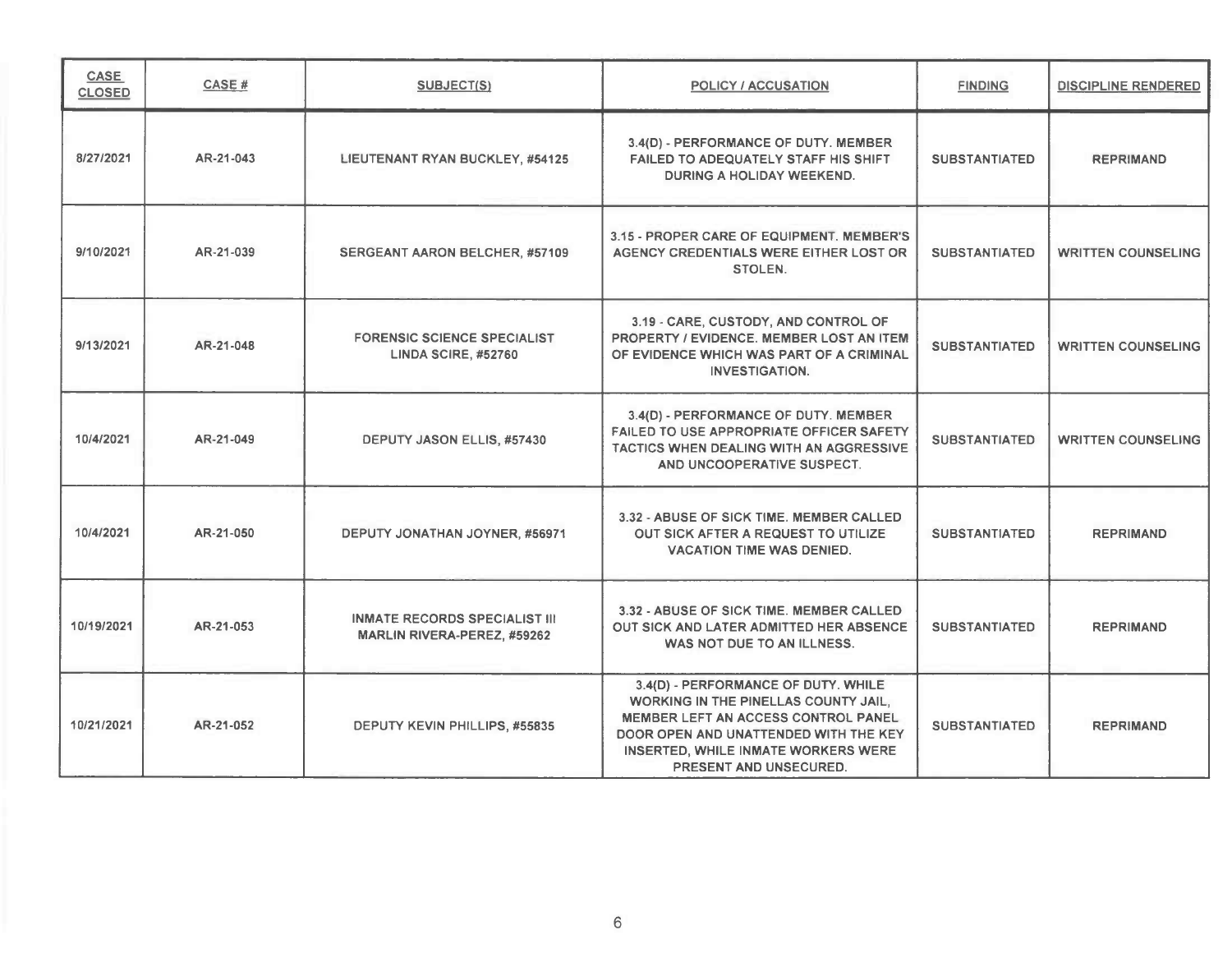| CASE CLOSED | CASE # | SUBJECT(S) | POLICY / ACCUSATION | FINDING | DISCIPLINE RENDERED |
|---|---|---|---|---|---|
| 8/27/2021 | AR-21-043 | LIEUTENANT RYAN BUCKLEY, #54125 | 3.4(D) - PERFORMANCE OF DUTY. MEMBER FAILED TO ADEQUATELY STAFF HIS SHIFT DURING A HOLIDAY WEEKEND. | SUBSTANTIATED | REPRIMAND |
| 9/10/2021 | AR-21-039 | SERGEANT AARON BELCHER, #57109 | 3.15 - PROPER CARE OF EQUIPMENT. MEMBER'S AGENCY CREDENTIALS WERE EITHER LOST OR STOLEN. | SUBSTANTIATED | WRITTEN COUNSELING |
| 9/13/2021 | AR-21-048 | FORENSIC SCIENCE SPECIALIST LINDA SCIRE, #52760 | 3.19 - CARE, CUSTODY, AND CONTROL OF PROPERTY / EVIDENCE. MEMBER LOST AN ITEM OF EVIDENCE WHICH WAS PART OF A CRIMINAL INVESTIGATION. | SUBSTANTIATED | WRITTEN COUNSELING |
| 10/4/2021 | AR-21-049 | DEPUTY JASON ELLIS, #57430 | 3.4(D) - PERFORMANCE OF DUTY. MEMBER FAILED TO USE APPROPRIATE OFFICER SAFETY TACTICS WHEN DEALING WITH AN AGGRESSIVE AND UNCOOPERATIVE SUSPECT. | SUBSTANTIATED | WRITTEN COUNSELING |
| 10/4/2021 | AR-21-050 | DEPUTY JONATHAN JOYNER, #56971 | 3.32 - ABUSE OF SICK TIME. MEMBER CALLED OUT SICK AFTER A REQUEST TO UTILIZE VACATION TIME WAS DENIED. | SUBSTANTIATED | REPRIMAND |
| 10/19/2021 | AR-21-053 | INMATE RECORDS SPECIALIST III MARLIN RIVERA-PEREZ, #59262 | 3.32 - ABUSE OF SICK TIME. MEMBER CALLED OUT SICK AND LATER ADMITTED HER ABSENCE WAS NOT DUE TO AN ILLNESS. | SUBSTANTIATED | REPRIMAND |
| 10/21/2021 | AR-21-052 | DEPUTY KEVIN PHILLIPS, #55835 | 3.4(D) - PERFORMANCE OF DUTY. WHILE WORKING IN THE PINELLAS COUNTY JAIL, MEMBER LEFT AN ACCESS CONTROL PANEL DOOR OPEN AND UNATTENDED WITH THE KEY INSERTED, WHILE INMATE WORKERS WERE PRESENT AND UNSECURED. | SUBSTANTIATED | REPRIMAND |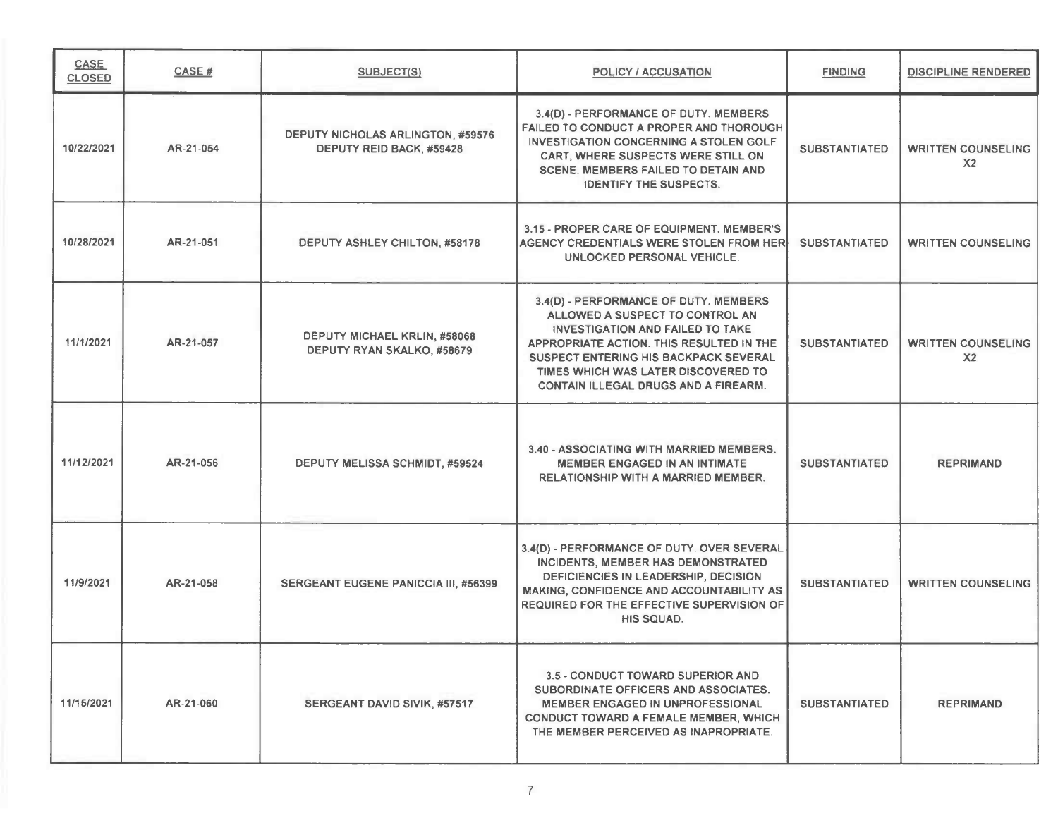| CASE CLOSED | CASE # | SUBJECT(S) | POLICY / ACCUSATION | FINDING | DISCIPLINE RENDERED |
|---|---|---|---|---|---|
| 10/22/2021 | AR-21-054 | DEPUTY NICHOLAS ARLINGTON, #59576<br>DEPUTY REID BACK, #59428 | 3.4(D) - PERFORMANCE OF DUTY. MEMBERS FAILED TO CONDUCT A PROPER AND THOROUGH INVESTIGATION CONCERNING A STOLEN GOLF CART, WHERE SUSPECTS WERE STILL ON SCENE. MEMBERS FAILED TO DETAIN AND IDENTIFY THE SUSPECTS. | SUBSTANTIATED | WRITTEN COUNSELING X2 |
| 10/28/2021 | AR-21-051 | DEPUTY ASHLEY CHILTON, #58178 | 3.15 - PROPER CARE OF EQUIPMENT. MEMBER'S AGENCY CREDENTIALS WERE STOLEN FROM HER UNLOCKED PERSONAL VEHICLE. | SUBSTANTIATED | WRITTEN COUNSELING |
| 11/1/2021 | AR-21-057 | DEPUTY MICHAEL KRLIN, #58068<br>DEPUTY RYAN SKALKO, #58679 | 3.4(D) - PERFORMANCE OF DUTY. MEMBERS ALLOWED A SUSPECT TO CONTROL AN INVESTIGATION AND FAILED TO TAKE APPROPRIATE ACTION. THIS RESULTED IN THE SUSPECT ENTERING HIS BACKPACK SEVERAL TIMES WHICH WAS LATER DISCOVERED TO CONTAIN ILLEGAL DRUGS AND A FIREARM. | SUBSTANTIATED | WRITTEN COUNSELING X2 |
| 11/12/2021 | AR-21-056 | DEPUTY MELISSA SCHMIDT, #59524 | 3.40 - ASSOCIATING WITH MARRIED MEMBERS. MEMBER ENGAGED IN AN INTIMATE RELATIONSHIP WITH A MARRIED MEMBER. | SUBSTANTIATED | REPRIMAND |
| 11/9/2021 | AR-21-058 | SERGEANT EUGENE PANICCIA III, #56399 | 3.4(D) - PERFORMANCE OF DUTY. OVER SEVERAL INCIDENTS, MEMBER HAS DEMONSTRATED DEFICIENCIES IN LEADERSHIP, DECISION MAKING, CONFIDENCE AND ACCOUNTABILITY AS REQUIRED FOR THE EFFECTIVE SUPERVISION OF HIS SQUAD. | SUBSTANTIATED | WRITTEN COUNSELING |
| 11/15/2021 | AR-21-060 | SERGEANT DAVID SIVIK, #57517 | 3.5 - CONDUCT TOWARD SUPERIOR AND SUBORDINATE OFFICERS AND ASSOCIATES. MEMBER ENGAGED IN UNPROFESSIONAL CONDUCT TOWARD A FEMALE MEMBER, WHICH THE MEMBER PERCEIVED AS INAPROPRIATE. | SUBSTANTIATED | REPRIMAND |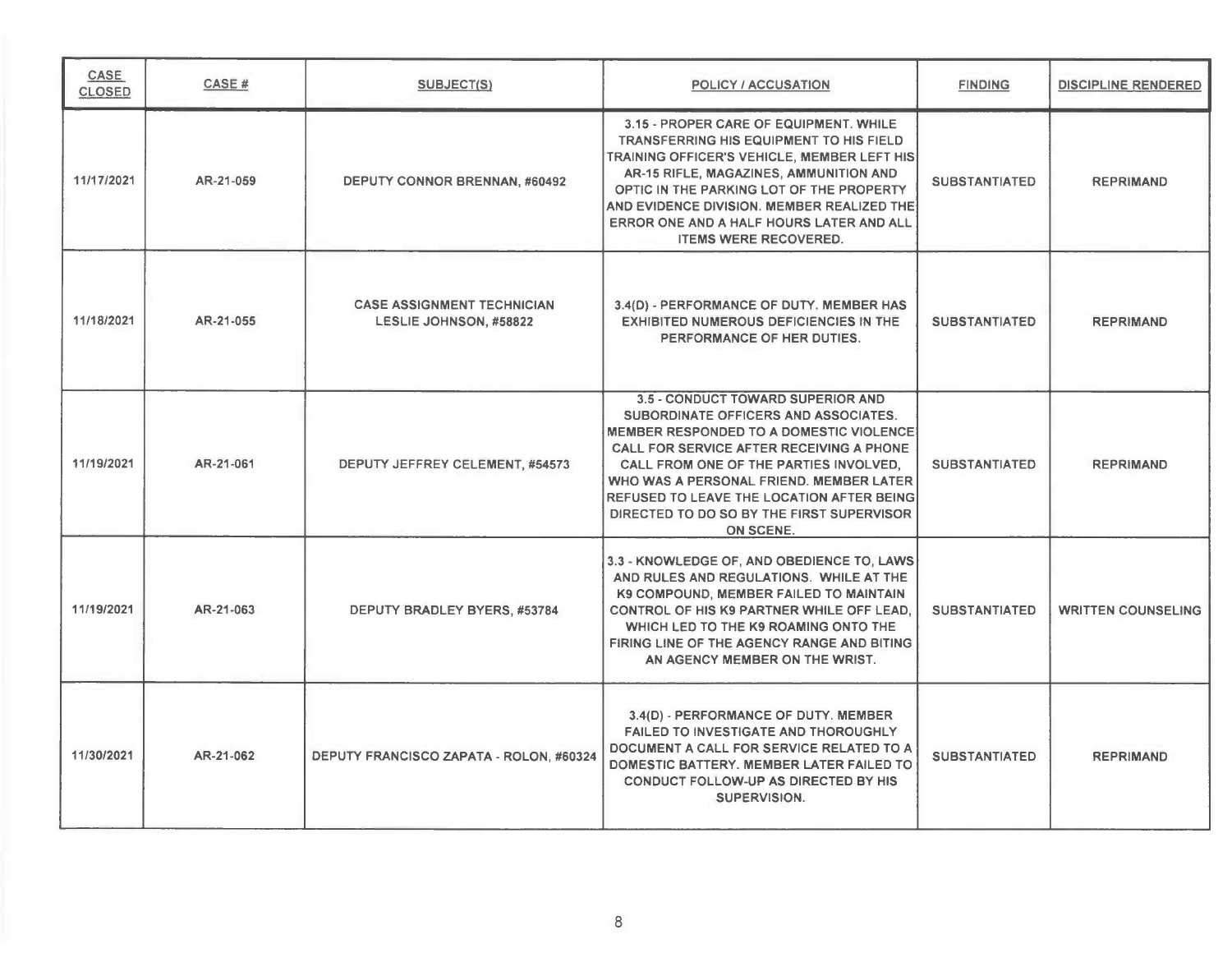| CASE CLOSED | CASE # | SUBJECT(S) | POLICY / ACCUSATION | FINDING | DISCIPLINE RENDERED |
|---|---|---|---|---|---|
| 11/17/2021 | AR-21-059 | DEPUTY CONNOR BRENNAN, #60492 | 3.15 - PROPER CARE OF EQUIPMENT. WHILE TRANSFERRING HIS EQUIPMENT TO HIS FIELD TRAINING OFFICER'S VEHICLE, MEMBER LEFT HIS AR-15 RIFLE, MAGAZINES, AMMUNITION AND OPTIC IN THE PARKING LOT OF THE PROPERTY AND EVIDENCE DIVISION. MEMBER REALIZED THE ERROR ONE AND A HALF HOURS LATER AND ALL ITEMS WERE RECOVERED. | SUBSTANTIATED | REPRIMAND |
| 11/18/2021 | AR-21-055 | CASE ASSIGNMENT TECHNICIAN LESLIE JOHNSON, #58822 | 3.4(D) - PERFORMANCE OF DUTY. MEMBER HAS EXHIBITED NUMEROUS DEFICIENCIES IN THE PERFORMANCE OF HER DUTIES. | SUBSTANTIATED | REPRIMAND |
| 11/19/2021 | AR-21-061 | DEPUTY JEFFREY CELEMENT, #54573 | 3.5 - CONDUCT TOWARD SUPERIOR AND SUBORDINATE OFFICERS AND ASSOCIATES. MEMBER RESPONDED TO A DOMESTIC VIOLENCE CALL FOR SERVICE AFTER RECEIVING A PHONE CALL FROM ONE OF THE PARTIES INVOLVED, WHO WAS A PERSONAL FRIEND. MEMBER LATER REFUSED TO LEAVE THE LOCATION AFTER BEING DIRECTED TO DO SO BY THE FIRST SUPERVISOR ON SCENE. | SUBSTANTIATED | REPRIMAND |
| 11/19/2021 | AR-21-063 | DEPUTY BRADLEY BYERS, #53784 | 3.3 - KNOWLEDGE OF, AND OBEDIENCE TO, LAWS AND RULES AND REGULATIONS. WHILE AT THE K9 COMPOUND, MEMBER FAILED TO MAINTAIN CONTROL OF HIS K9 PARTNER WHILE OFF LEAD, WHICH LED TO THE K9 ROAMING ONTO THE FIRING LINE OF THE AGENCY RANGE AND BITING AN AGENCY MEMBER ON THE WRIST. | SUBSTANTIATED | WRITTEN COUNSELING |
| 11/30/2021 | AR-21-062 | DEPUTY FRANCISCO ZAPATA - ROLON, #60324 | 3.4(D) - PERFORMANCE OF DUTY. MEMBER FAILED TO INVESTIGATE AND THOROUGHLY DOCUMENT A CALL FOR SERVICE RELATED TO A DOMESTIC BATTERY. MEMBER LATER FAILED TO CONDUCT FOLLOW-UP AS DIRECTED BY HIS SUPERVISION. | SUBSTANTIATED | REPRIMAND |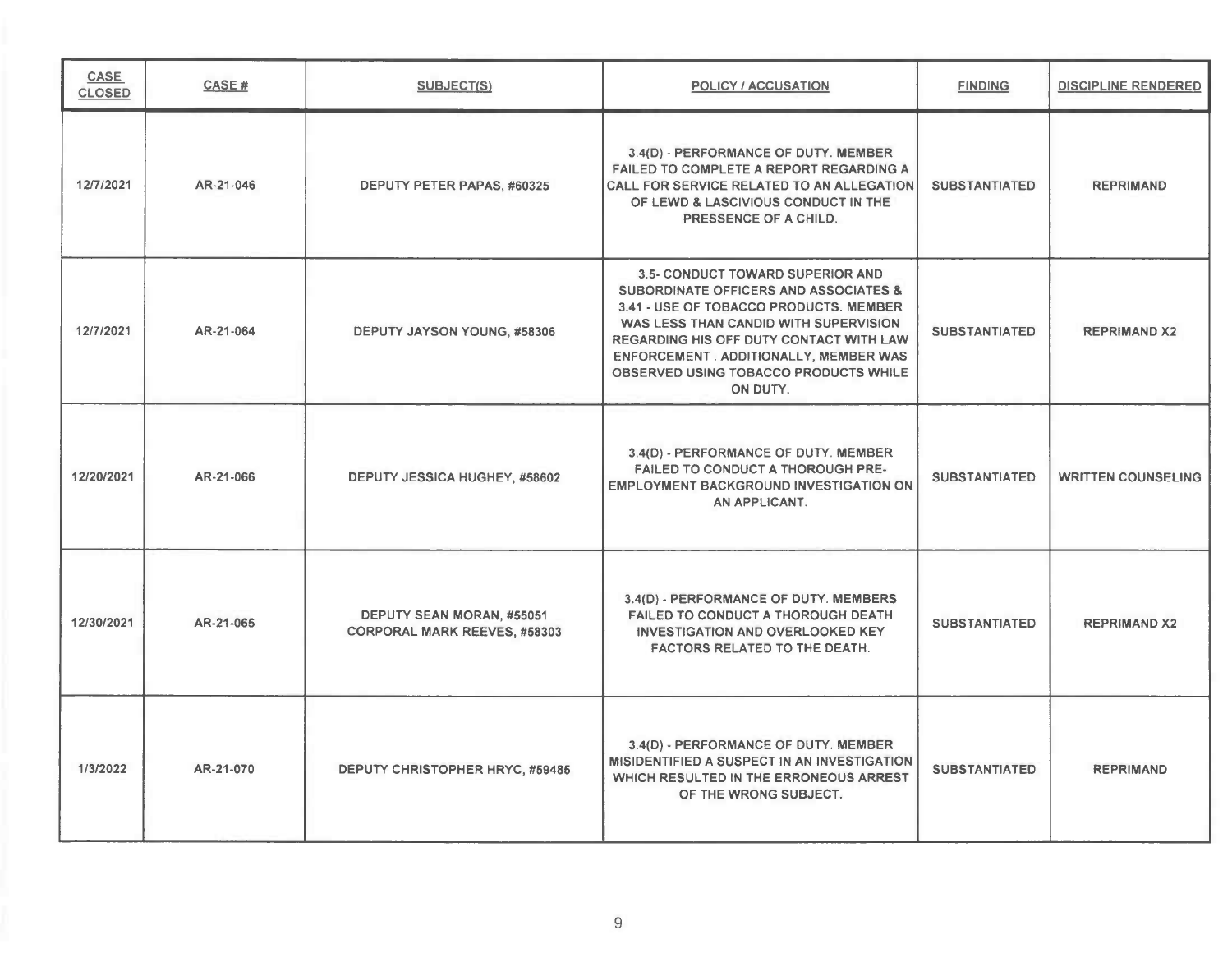| CASE CLOSED | CASE # | SUBJECT(S) | POLICY / ACCUSATION | FINDING | DISCIPLINE RENDERED |
|---|---|---|---|---|---|
| 12/7/2021 | AR-21-046 | DEPUTY PETER PAPAS, #60325 | 3.4(D) - PERFORMANCE OF DUTY. MEMBER FAILED TO COMPLETE A REPORT REGARDING A CALL FOR SERVICE RELATED TO AN ALLEGATION OF LEWD & LASCIVIOUS CONDUCT IN THE PRESSENCE OF A CHILD. | SUBSTANTIATED | REPRIMAND |
| 12/7/2021 | AR-21-064 | DEPUTY JAYSON YOUNG, #58306 | 3.5- CONDUCT TOWARD SUPERIOR AND SUBORDINATE OFFICERS AND ASSOCIATES & 3.41 - USE OF TOBACCO PRODUCTS. MEMBER WAS LESS THAN CANDID WITH SUPERVISION REGARDING HIS OFF DUTY CONTACT WITH LAW ENFORCEMENT . ADDITIONALLY, MEMBER WAS OBSERVED USING TOBACCO PRODUCTS WHILE ON DUTY. | SUBSTANTIATED | REPRIMAND X2 |
| 12/20/2021 | AR-21-066 | DEPUTY JESSICA HUGHEY, #58602 | 3.4(D) - PERFORMANCE OF DUTY. MEMBER FAILED TO CONDUCT A THOROUGH PRE-EMPLOYMENT BACKGROUND INVESTIGATION ON AN APPLICANT. | SUBSTANTIATED | WRITTEN COUNSELING |
| 12/30/2021 | AR-21-065 | DEPUTY SEAN MORAN, #55051<br>CORPORAL MARK REEVES, #58303 | 3.4(D) - PERFORMANCE OF DUTY. MEMBERS FAILED TO CONDUCT A THOROUGH DEATH INVESTIGATION AND OVERLOOKED KEY FACTORS RELATED TO THE DEATH. | SUBSTANTIATED | REPRIMAND X2 |
| 1/3/2022 | AR-21-070 | DEPUTY CHRISTOPHER HRYC, #59485 | 3.4(D) - PERFORMANCE OF DUTY. MEMBER MISIDENTIFIED A SUSPECT IN AN INVESTIGATION WHICH RESULTED IN THE ERRONEOUS ARREST OF THE WRONG SUBJECT. | SUBSTANTIATED | REPRIMAND |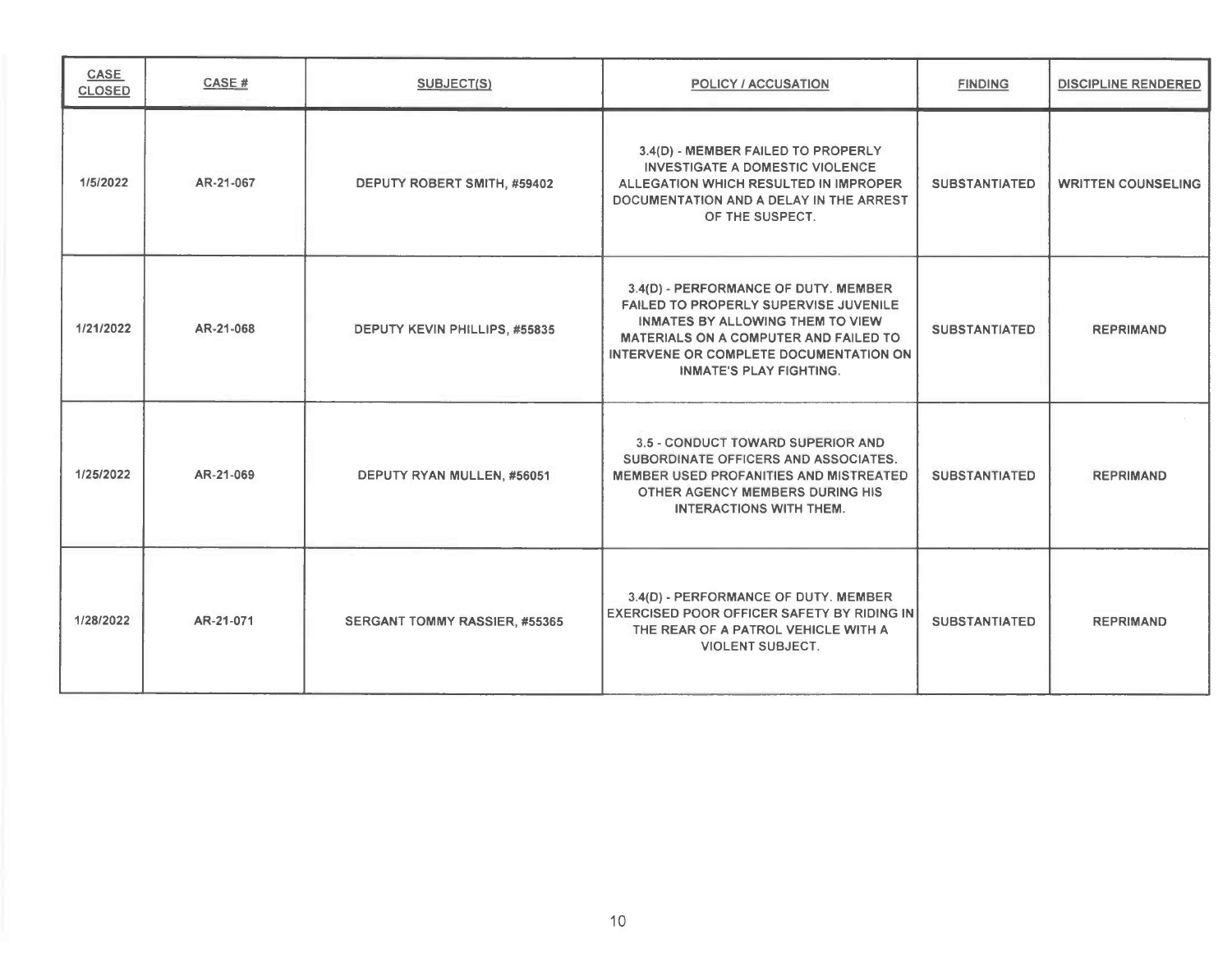| CASE CLOSED | CASE # | SUBJECT(S) | POLICY / ACCUSATION | FINDING | DISCIPLINE RENDERED |
|---|---|---|---|---|---|
| 1/5/2022 | AR-21-067 | DEPUTY ROBERT SMITH, #59402 | 3.4(D) - MEMBER FAILED TO PROPERLY INVESTIGATE A DOMESTIC VIOLENCE ALLEGATION WHICH RESULTED IN IMPROPER DOCUMENTATION AND A DELAY IN THE ARREST OF THE SUSPECT. | SUBSTANTIATED | WRITTEN COUNSELING |
| 1/21/2022 | AR-21-068 | DEPUTY KEVIN PHILLIPS, #55835 | 3.4(D) - PERFORMANCE OF DUTY. MEMBER FAILED TO PROPERLY SUPERVISE JUVENILE INMATES BY ALLOWING THEM TO VIEW MATERIALS ON A COMPUTER AND FAILED TO INTERVENE OR COMPLETE DOCUMENTATION ON INMATE'S PLAY FIGHTING. | SUBSTANTIATED | REPRIMAND |
| 1/25/2022 | AR-21-069 | DEPUTY RYAN MULLEN, #56051 | 3.5 - CONDUCT TOWARD SUPERIOR AND SUBORDINATE OFFICERS AND ASSOCIATES. MEMBER USED PROFANITIES AND MISTREATED OTHER AGENCY MEMBERS DURING HIS INTERACTIONS WITH THEM. | SUBSTANTIATED | REPRIMAND |
| 1/28/2022 | AR-21-071 | SERGANT TOMMY RASSIER, #55365 | 3.4(D) - PERFORMANCE OF DUTY. MEMBER EXERCISED POOR OFFICER SAFETY BY RIDING IN THE REAR OF A PATROL VEHICLE WITH A VIOLENT SUBJECT. | SUBSTANTIATED | REPRIMAND |